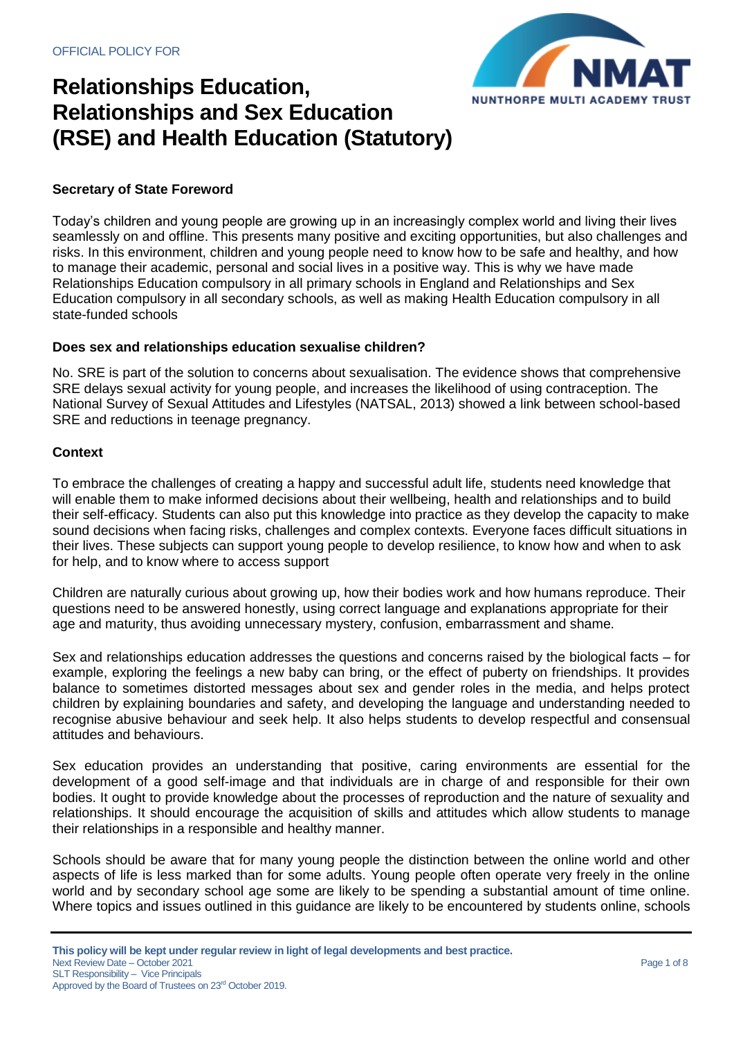OFFICIAL POLICY FOR

# Relationships Education, Relationships and Sex Education (RSE) and Health Education (Statutory)

**Secretary of State Foreword**

Today's children and young people are growing up in an increasingly complex world and living their lives seamlessly on and offline. This presents many positive and exciting opportunities, but also challenges and risks. In this environment, children and young people need to know how to be safe and healthy, and how to manage their academic, personal and social lives in a positive way. This is why we have made Relationships Education compulsory in all primary schools in England and Relationships and Sex Education compulsory in all secondary schools, as well as making Health Education compulsory in all state-funded schools

**Does sex and relationships education sexualise children?**

No. SRE is part of the solution to concerns about sexualisation. The evidence shows that comprehensive SRE delays sexual activity for young people, and increases the likelihood of using contraception. The National Survey of Sexual Attitudes and Lifestyles (NATSAL, 2013) showed a link between school-based SRE and reductions in teenage pregnancy.

**Context**

To embrace the challenges of creating a happy and successful adult life, students need knowledge that will enable them to make informed decisions about their wellbeing, health and relationships and to build their self-efficacy. Students can also put this knowledge into practice as they develop the capacity to make sound decisions when facing risks, challenges and complex contexts. Everyone faces difficult situations in their lives. These subjects can support young people to develop resilience, to know how and when to ask for help, and to know where to access support

Children are naturally curious about growing up, how their bodies work and how humans reproduce. Their questions need to be answered honestly, using correct language and explanations appropriate for their age and maturity, thus avoiding unnecessary mystery, confusion, embarrassment and shame.

Sex and relationships education addresses the questions and concerns raised by the biological facts – for example, exploring the feelings a new baby can bring, or the effect of puberty on friendships. It provides balance to sometimes distorted messages about sex and gender roles in the media, and helps protect children by explaining boundaries and safety, and developing the language and understanding needed to recognise abusive behaviour and seek help. It also helps students to develop respectful and consensual attitudes and behaviours.

Sex education provides an understanding that positive, caring environments are essential for the development of a good self-image and that individuals are in charge of and responsible for their own bodies. It ought to provide knowledge about the processes of reproduction and the nature of sexuality and relationships. It should encourage the acquisition of skills and attitudes which allow students to manage their relationships in a responsible and healthy manner.

Schools should be aware that for many young people the distinction between the online world and other aspects of life is less marked than for some adults. Young people often operate very freely in the online world and by secondary school age some are likely to be spending a substantial amount of time online. Where topics and issues outlined in this guidance are likely to be encountered by students online, schools

**This policy will be kept under regular review in light of legal developments and best practice.**
Next Review Date – October 2021
SLT Responsibility – Vice Principals
Approved by the Board of Trustees on 23rd October 2019.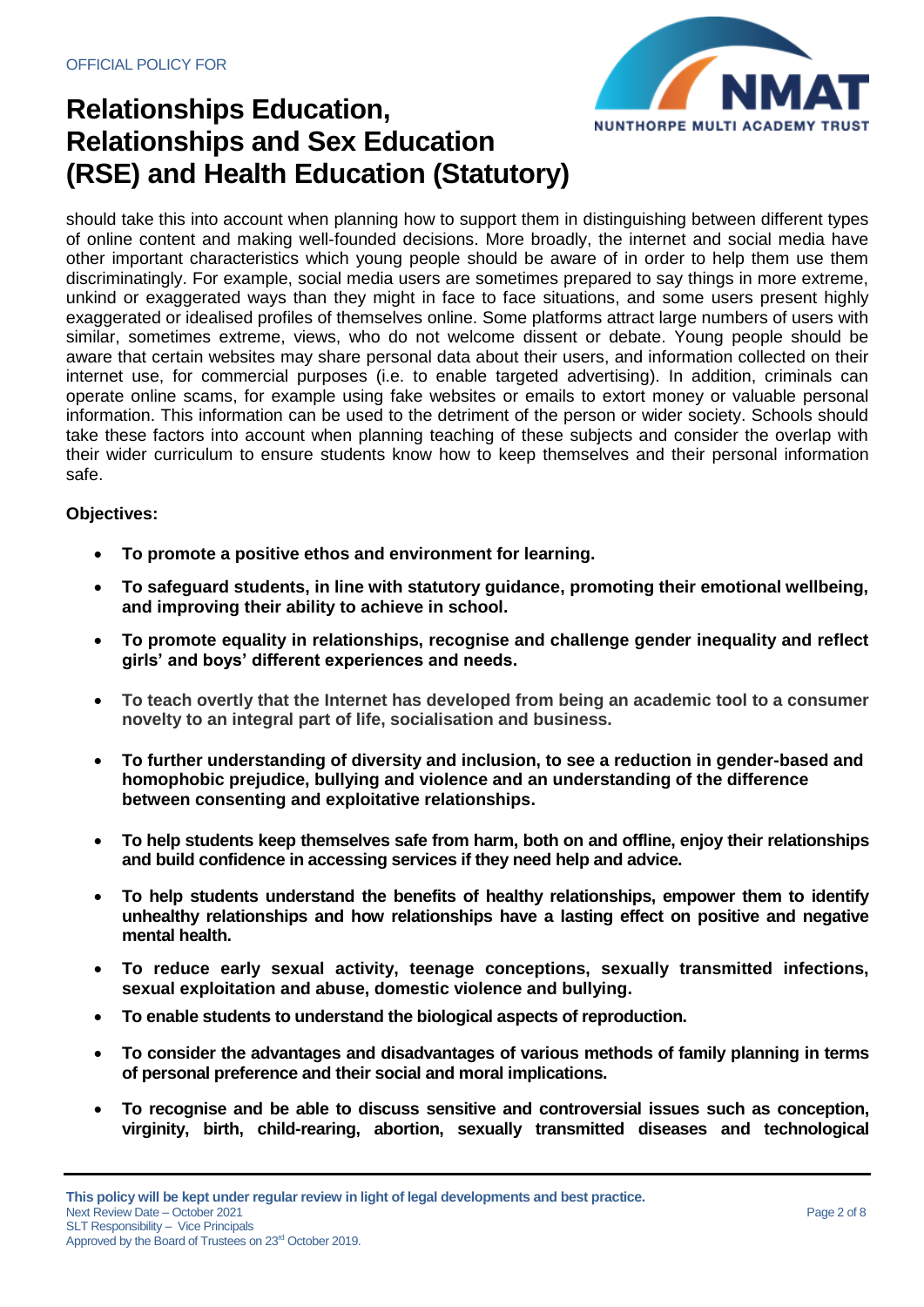should take this into account when planning how to support them in distinguishing between different types of online content and making well-founded decisions. More broadly, the internet and social media have other important characteristics which young people should be aware of in order to help them use them discriminatingly. For example, social media users are sometimes prepared to say things in more extreme, unkind or exaggerated ways than they might in face to face situations, and some users present highly exaggerated or idealised profiles of themselves online. Some platforms attract large numbers of users with similar, sometimes extreme, views, who do not welcome dissent or debate. Young people should be aware that certain websites may share personal data about their users, and information collected on their internet use, for commercial purposes (i.e. to enable targeted advertising). In addition, criminals can operate online scams, for example using fake websites or emails to extort money or valuable personal information. This information can be used to the detriment of the person or wider society. Schools should take these factors into account when planning teaching of these subjects and consider the overlap with their wider curriculum to ensure students know how to keep themselves and their personal information safe.

**Objectives:**

- **To promote a positive ethos and environment for learning.**
- **To safeguard students, in line with statutory guidance, promoting their emotional wellbeing, and improving their ability to achieve in school.**
- **To promote equality in relationships, recognise and challenge gender inequality and reflect girls' and boys' different experiences and needs.**
- **To teach overtly that the Internet has developed from being an academic tool to a consumer novelty to an integral part of life, socialisation and business.**
- **To further understanding of diversity and inclusion, to see a reduction in gender-based and homophobic prejudice, bullying and violence and an understanding of the difference between consenting and exploitative relationships.**
- **To help students keep themselves safe from harm, both on and offline, enjoy their relationships and build confidence in accessing services if they need help and advice.**
- **To help students understand the benefits of healthy relationships, empower them to identify unhealthy relationships and how relationships have a lasting effect on positive and negative mental health.**
- **To reduce early sexual activity, teenage conceptions, sexually transmitted infections, sexual exploitation and abuse, domestic violence and bullying.**
- **To enable students to understand the biological aspects of reproduction.**
- **To consider the advantages and disadvantages of various methods of family planning in terms of personal preference and their social and moral implications.**
- **To recognise and be able to discuss sensitive and controversial issues such as conception, virginity, birth, child-rearing, abortion, sexually transmitted diseases and technological**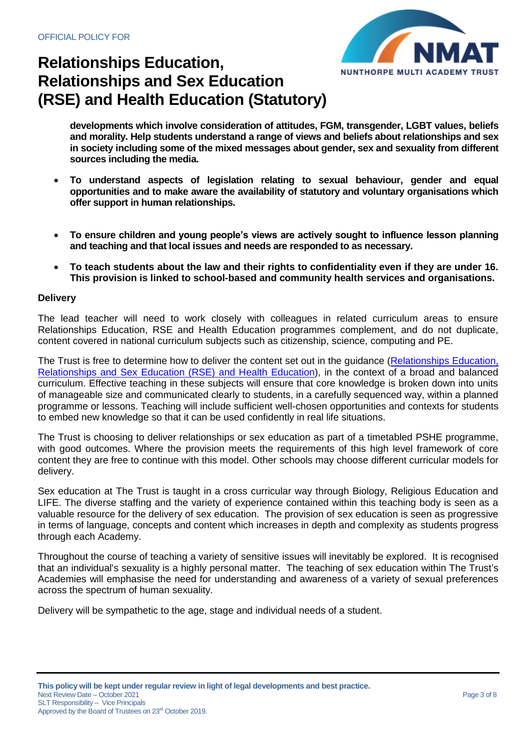**developments which involve consideration of attitudes, FGM, transgender, LGBT values, beliefs and morality. Help students understand a range of views and beliefs about relationships and sex in society including some of the mixed messages about gender, sex and sexuality from different sources including the media.**

- **To understand aspects of legislation relating to sexual behaviour, gender and equal opportunities and to make aware the availability of statutory and voluntary organisations which offer support in human relationships.**

- **To ensure children and young people's views are actively sought to influence lesson planning and teaching and that local issues and needs are responded to as necessary.**

- **To teach students about the law and their rights to confidentiality even if they are under 16. This provision is linked to school-based and community health services and organisations.**

**Delivery**

The lead teacher will need to work closely with colleagues in related curriculum areas to ensure Relationships Education, RSE and Health Education programmes complement, and do not duplicate, content covered in national curriculum subjects such as citizenship, science, computing and PE.

The Trust is free to determine how to deliver the content set out in the guidance (Relationships Education, Relationships and Sex Education (RSE) and Health Education), in the context of a broad and balanced curriculum. Effective teaching in these subjects will ensure that core knowledge is broken down into units of manageable size and communicated clearly to students, in a carefully sequenced way, within a planned programme or lessons. Teaching will include sufficient well-chosen opportunities and contexts for students to embed new knowledge so that it can be used confidently in real life situations.

The Trust is choosing to deliver relationships or sex education as part of a timetabled PSHE programme, with good outcomes. Where the provision meets the requirements of this high level framework of core content they are free to continue with this model. Other schools may choose different curricular models for delivery.

Sex education at The Trust is taught in a cross curricular way through Biology, Religious Education and LIFE. The diverse staffing and the variety of experience contained within this teaching body is seen as a valuable resource for the delivery of sex education. The provision of sex education is seen as progressive in terms of language, concepts and content which increases in depth and complexity as students progress through each Academy.

Throughout the course of teaching a variety of sensitive issues will inevitably be explored. It is recognised that an individual's sexuality is a highly personal matter. The teaching of sex education within The Trust's Academies will emphasise the need for understanding and awareness of a variety of sexual preferences across the spectrum of human sexuality.

Delivery will be sympathetic to the age, stage and individual needs of a student.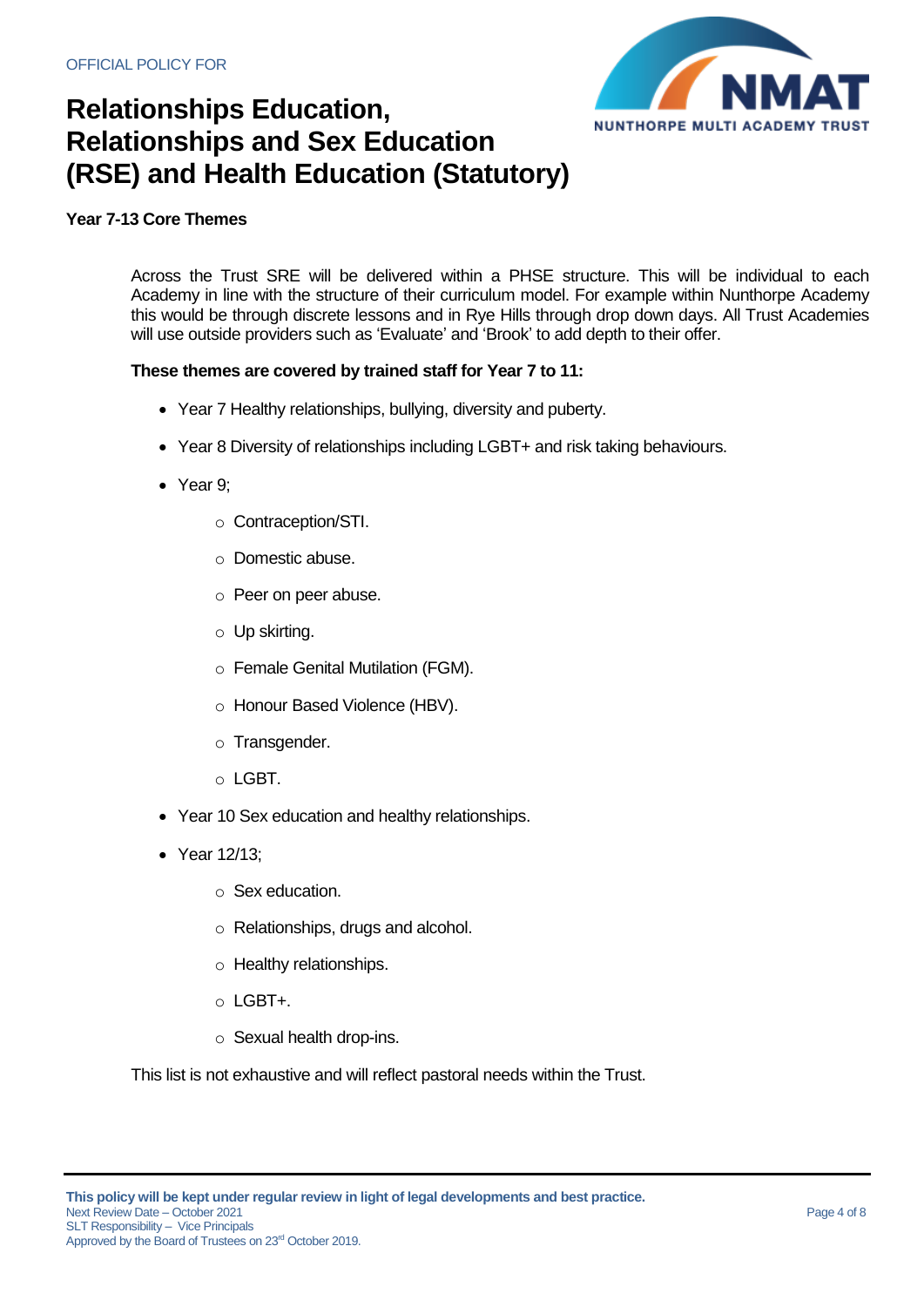# Relationships Education, Relationships and Sex Education (RSE) and Health Education (Statutory)

**Year 7-13 Core Themes**

Across the Trust SRE will be delivered within a PHSE structure. This will be individual to each Academy in line with the structure of their curriculum model. For example within Nunthorpe Academy this would be through discrete lessons and in Rye Hills through drop down days. All Trust Academies will use outside providers such as 'Evaluate' and 'Brook' to add depth to their offer.

**These themes are covered by trained staff for Year 7 to 11:**

- Year 7 Healthy relationships, bullying, diversity and puberty.
- Year 8 Diversity of relationships including LGBT+ and risk taking behaviours.
- Year 9;
  - Contraception/STI.
  - Domestic abuse.
  - Peer on peer abuse.
  - Up skirting.
  - Female Genital Mutilation (FGM).
  - Honour Based Violence (HBV).
  - Transgender.
  - LGBT.
- Year 10 Sex education and healthy relationships.
- Year 12/13;
  - Sex education.
  - Relationships, drugs and alcohol.
  - Healthy relationships.
  - LGBT+.
  - Sexual health drop-ins.

This list is not exhaustive and will reflect pastoral needs within the Trust.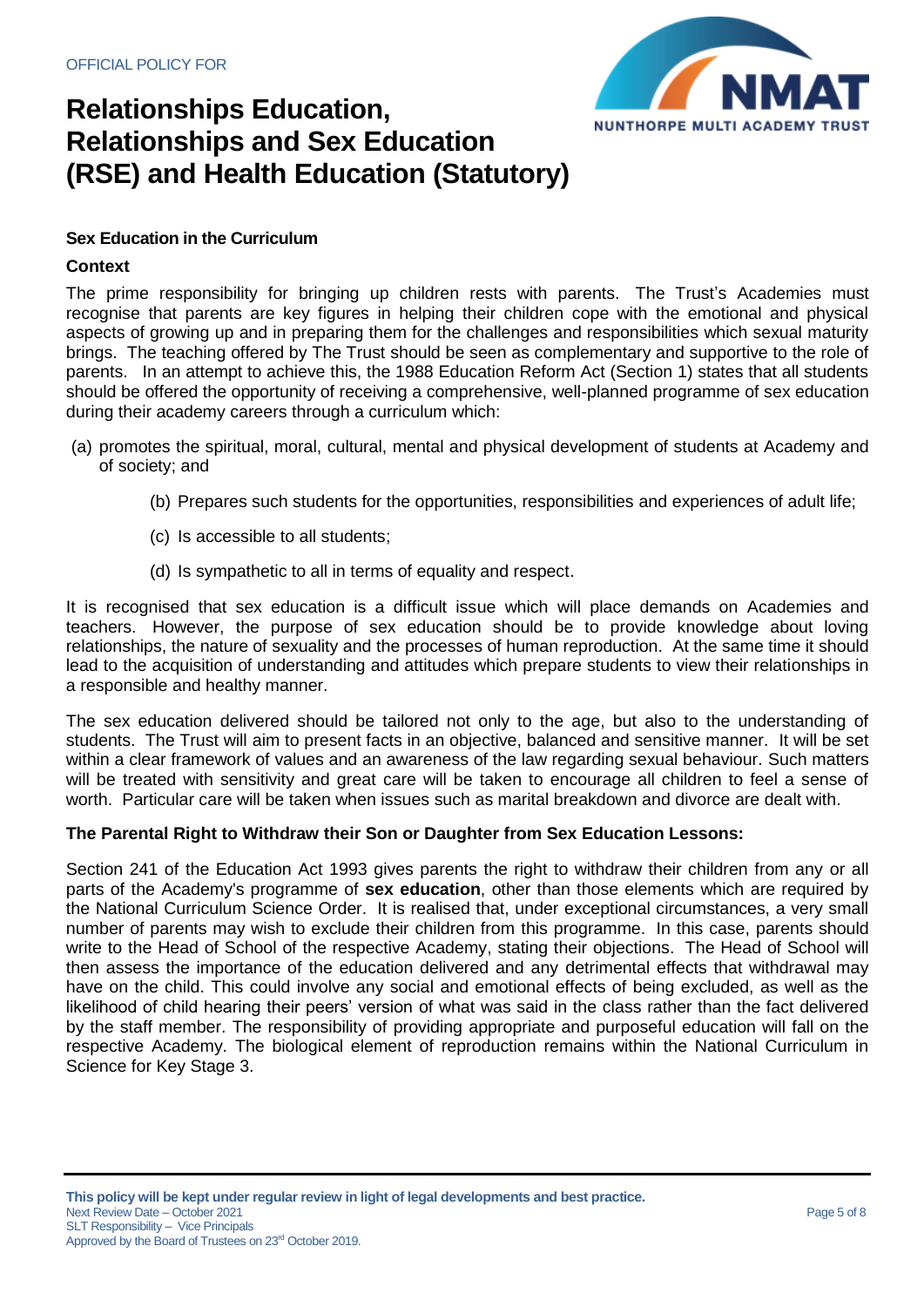## Sex Education in the Curriculum

### Context

The prime responsibility for bringing up children rests with parents. The Trust's Academies must recognise that parents are key figures in helping their children cope with the emotional and physical aspects of growing up and in preparing them for the challenges and responsibilities which sexual maturity brings. The teaching offered by The Trust should be seen as complementary and supportive to the role of parents. In an attempt to achieve this, the 1988 Education Reform Act (Section 1) states that all students should be offered the opportunity of receiving a comprehensive, well-planned programme of sex education during their academy careers through a curriculum which:

(a) promotes the spiritual, moral, cultural, mental and physical development of students at Academy and of society; and

(b) Prepares such students for the opportunities, responsibilities and experiences of adult life;

(c) Is accessible to all students;

(d) Is sympathetic to all in terms of equality and respect.

It is recognised that sex education is a difficult issue which will place demands on Academies and teachers. However, the purpose of sex education should be to provide knowledge about loving relationships, the nature of sexuality and the processes of human reproduction. At the same time it should lead to the acquisition of understanding and attitudes which prepare students to view their relationships in a responsible and healthy manner.

The sex education delivered should be tailored not only to the age, but also to the understanding of students. The Trust will aim to present facts in an objective, balanced and sensitive manner. It will be set within a clear framework of values and an awareness of the law regarding sexual behaviour. Such matters will be treated with sensitivity and great care will be taken to encourage all children to feel a sense of worth. Particular care will be taken when issues such as marital breakdown and divorce are dealt with.

### The Parental Right to Withdraw their Son or Daughter from Sex Education Lessons:

Section 241 of the Education Act 1993 gives parents the right to withdraw their children from any or all parts of the Academy's programme of **sex education**, other than those elements which are required by the National Curriculum Science Order. It is realised that, under exceptional circumstances, a very small number of parents may wish to exclude their children from this programme. In this case, parents should write to the Head of School of the respective Academy, stating their objections. The Head of School will then assess the importance of the education delivered and any detrimental effects that withdrawal may have on the child. This could involve any social and emotional effects of being excluded, as well as the likelihood of child hearing their peers' version of what was said in the class rather than the fact delivered by the staff member. The responsibility of providing appropriate and purposeful education will fall on the respective Academy. The biological element of reproduction remains within the National Curriculum in Science for Key Stage 3.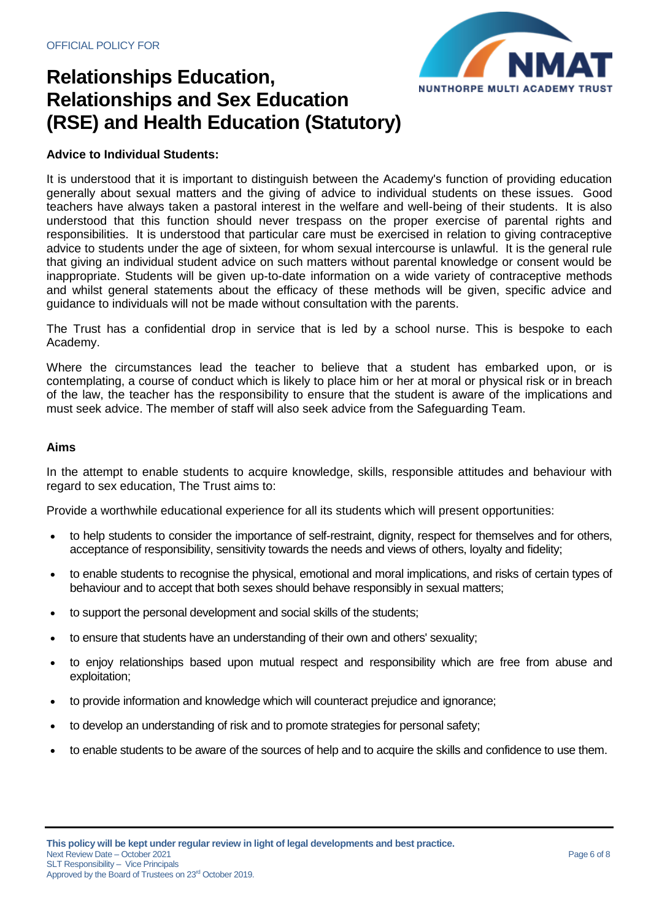**Advice to Individual Students:**

It is understood that it is important to distinguish between the Academy's function of providing education generally about sexual matters and the giving of advice to individual students on these issues. Good teachers have always taken a pastoral interest in the welfare and well-being of their students. It is also understood that this function should never trespass on the proper exercise of parental rights and responsibilities. It is understood that particular care must be exercised in relation to giving contraceptive advice to students under the age of sixteen, for whom sexual intercourse is unlawful. It is the general rule that giving an individual student advice on such matters without parental knowledge or consent would be inappropriate. Students will be given up-to-date information on a wide variety of contraceptive methods and whilst general statements about the efficacy of these methods will be given, specific advice and guidance to individuals will not be made without consultation with the parents.

The Trust has a confidential drop in service that is led by a school nurse. This is bespoke to each Academy.

Where the circumstances lead the teacher to believe that a student has embarked upon, or is contemplating, a course of conduct which is likely to place him or her at moral or physical risk or in breach of the law, the teacher has the responsibility to ensure that the student is aware of the implications and must seek advice. The member of staff will also seek advice from the Safeguarding Team.

**Aims**

In the attempt to enable students to acquire knowledge, skills, responsible attitudes and behaviour with regard to sex education, The Trust aims to:

Provide a worthwhile educational experience for all its students which will present opportunities:

- to help students to consider the importance of self-restraint, dignity, respect for themselves and for others, acceptance of responsibility, sensitivity towards the needs and views of others, loyalty and fidelity;
- to enable students to recognise the physical, emotional and moral implications, and risks of certain types of behaviour and to accept that both sexes should behave responsibly in sexual matters;
- to support the personal development and social skills of the students;
- to ensure that students have an understanding of their own and others' sexuality;
- to enjoy relationships based upon mutual respect and responsibility which are free from abuse and exploitation;
- to provide information and knowledge which will counteract prejudice and ignorance;
- to develop an understanding of risk and to promote strategies for personal safety;
- to enable students to be aware of the sources of help and to acquire the skills and confidence to use them.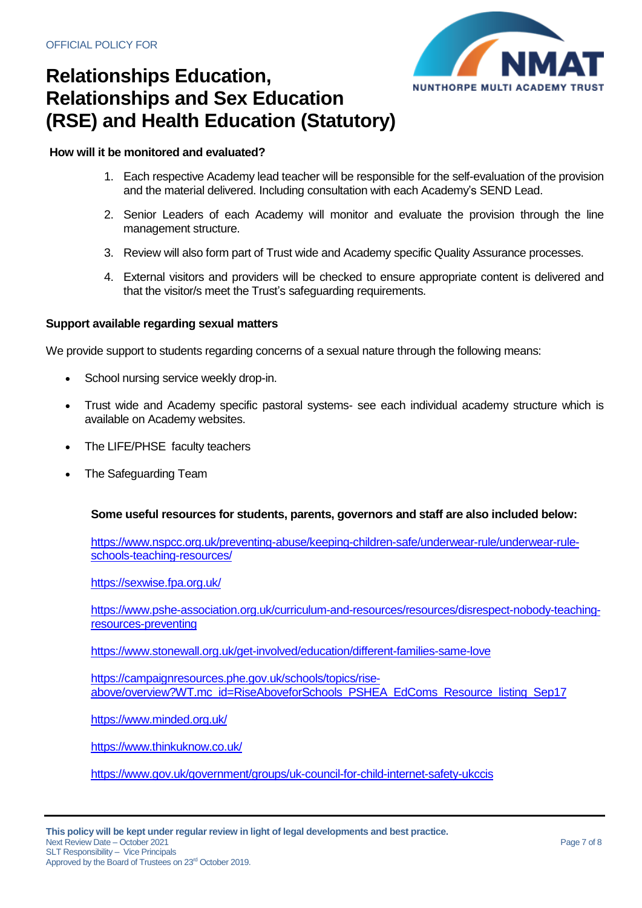**How will it be monitored and evaluated?**

1. Each respective Academy lead teacher will be responsible for the self-evaluation of the provision and the material delivered. Including consultation with each Academy's SEND Lead.
2. Senior Leaders of each Academy will monitor and evaluate the provision through the line management structure.
3. Review will also form part of Trust wide and Academy specific Quality Assurance processes.
4. External visitors and providers will be checked to ensure appropriate content is delivered and that the visitor/s meet the Trust's safeguarding requirements.

**Support available regarding sexual matters**

We provide support to students regarding concerns of a sexual nature through the following means:

- School nursing service weekly drop-in.
- Trust wide and Academy specific pastoral systems- see each individual academy structure which is available on Academy websites.
- The LIFE/PHSE faculty teachers
- The Safeguarding Team

**Some useful resources for students, parents, governors and staff are also included below:**

https://www.nspcc.org.uk/preventing-abuse/keeping-children-safe/underwear-rule/underwear-rule-schools-teaching-resources/

https://sexwise.fpa.org.uk/

https://www.pshe-association.org.uk/curriculum-and-resources/resources/disrespect-nobody-teaching-resources-preventing

https://www.stonewall.org.uk/get-involved/education/different-families-same-love

https://campaignresources.phe.gov.uk/schools/topics/rise-above/overview?WT.mc_id=RiseAboveforSchools_PSHEA_EdComs_Resource_listing_Sep17

https://www.minded.org.uk/

https://www.thinkuknow.co.uk/

https://www.gov.uk/government/groups/uk-council-for-child-internet-safety-ukccis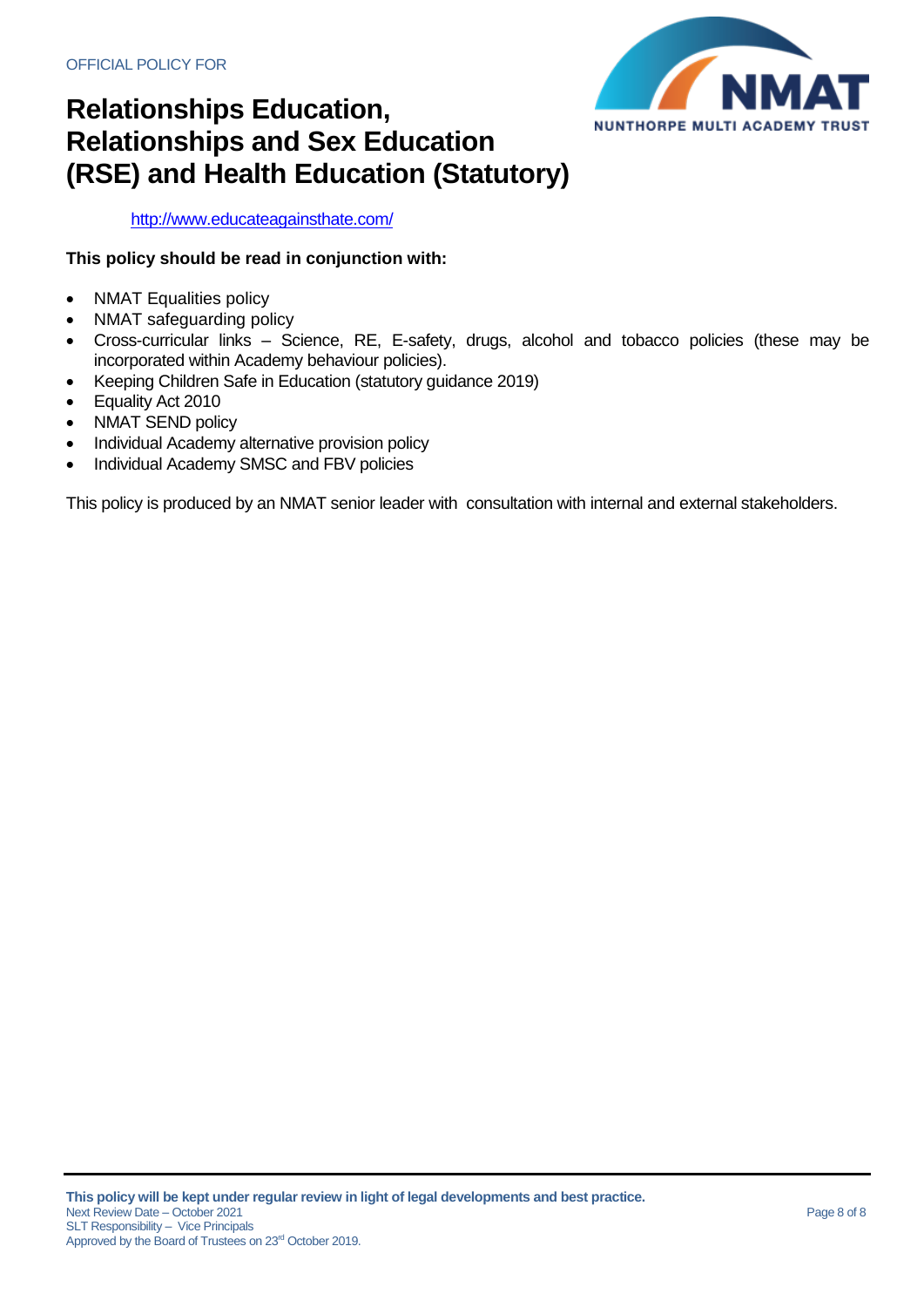http://www.educateagainsthate.com/

**This policy should be read in conjunction with:**

- NMAT Equalities policy
- NMAT safeguarding policy
- Cross-curricular links – Science, RE, E-safety, drugs, alcohol and tobacco policies (these may be incorporated within Academy behaviour policies).
- Keeping Children Safe in Education (statutory guidance 2019)
- Equality Act 2010
- NMAT SEND policy
- Individual Academy alternative provision policy
- Individual Academy SMSC and FBV policies

This policy is produced by an NMAT senior leader with consultation with internal and external stakeholders.